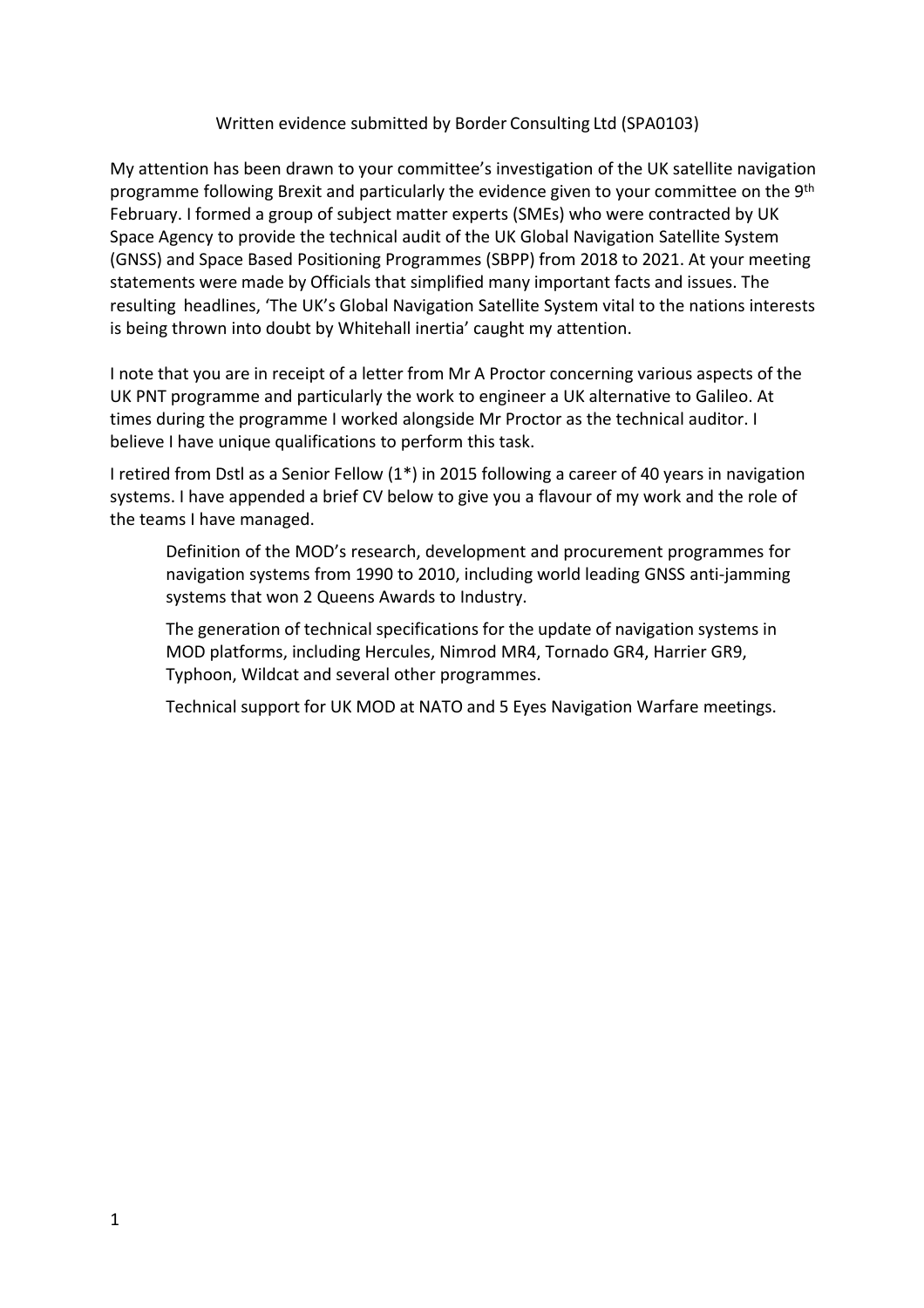Written evidence submitted by Border Consulting Ltd (SPA0103)

My attention has been drawn to your committee's investigation of the UK satellite navigation programme following Brexit and particularly the evidence given to your committee on the 9th February. I formed a group of subject matter experts (SMEs) who were contracted by UK Space Agency to provide the technical audit of the UK Global Navigation Satellite System (GNSS) and Space Based Positioning Programmes (SBPP) from 2018 to 2021. At your meeting statements were made by Officials that simplified many important facts and issues. The resulting headlines, 'The UK's Global Navigation Satellite System vital to the nations interests is being thrown into doubt by Whitehall inertia' caught my attention.

I note that you are in receipt of a letter from Mr A Proctor concerning various aspects of the UK PNT programme and particularly the work to engineer a UK alternative to Galileo. At times during the programme I worked alongside Mr Proctor as the technical auditor. I believe I have unique qualifications to perform this task.

I retired from Dstl as a Senior Fellow (1*) in 2015 following a career of 40 years in navigation systems. I have appended a brief CV below to give you a flavour of my work and the role of the teams I have managed.

Definition of the MOD's research, development and procurement programmes for navigation systems from 1990 to 2010, including world leading GNSS anti-jamming systems that won 2 Queens Awards to Industry.

The generation of technical specifications for the update of navigation systems in MOD platforms, including Hercules, Nimrod MR4, Tornado GR4, Harrier GR9, Typhoon, Wildcat and several other programmes.

Technical support for UK MOD at NATO and 5 Eyes Navigation Warfare meetings.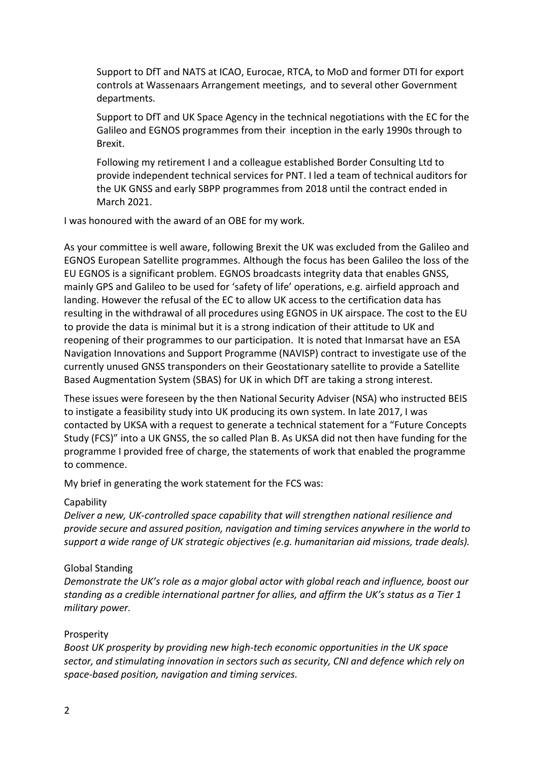Support to DfT and NATS at ICAO, Eurocae, RTCA, to MoD and former DTI for export controls at Wassenaars Arrangement meetings, and to several other Government departments.

Support to DfT and UK Space Agency in the technical negotiations with the EC for the Galileo and EGNOS programmes from their inception in the early 1990s through to Brexit.

Following my retirement I and a colleague established Border Consulting Ltd to provide independent technical services for PNT. I led a team of technical auditors for the UK GNSS and early SBPP programmes from 2018 until the contract ended in March 2021.

I was honoured with the award of an OBE for my work.

As your committee is well aware, following Brexit the UK was excluded from the Galileo and EGNOS European Satellite programmes. Although the focus has been Galileo the loss of the EU EGNOS is a significant problem. EGNOS broadcasts integrity data that enables GNSS, mainly GPS and Galileo to be used for 'safety of life' operations, e.g. airfield approach and landing. However the refusal of the EC to allow UK access to the certification data has resulting in the withdrawal of all procedures using EGNOS in UK airspace. The cost to the EU to provide the data is minimal but it is a strong indication of their attitude to UK and reopening of their programmes to our participation. It is noted that Inmarsat have an ESA Navigation Innovations and Support Programme (NAVISP) contract to investigate use of the currently unused GNSS transponders on their Geostationary satellite to provide a Satellite Based Augmentation System (SBAS) for UK in which DfT are taking a strong interest.

These issues were foreseen by the then National Security Adviser (NSA) who instructed BEIS to instigate a feasibility study into UK producing its own system. In late 2017, I was contacted by UKSA with a request to generate a technical statement for a "Future Concepts Study (FCS)" into a UK GNSS, the so called Plan B. As UKSA did not then have funding for the programme I provided free of charge, the statements of work that enabled the programme to commence.

My brief in generating the work statement for the FCS was:

Capability
*Deliver a new, UK-controlled space capability that will strengthen national resilience and provide secure and assured position, navigation and timing services anywhere in the world to support a wide range of UK strategic objectives (e.g. humanitarian aid missions, trade deals).*

Global Standing
*Demonstrate the UK's role as a major global actor with global reach and influence, boost our standing as a credible international partner for allies, and affirm the UK's status as a Tier 1 military power.*

Prosperity
*Boost UK prosperity by providing new high-tech economic opportunities in the UK space sector, and stimulating innovation in sectors such as security, CNI and defence which rely on space-based position, navigation and timing services.*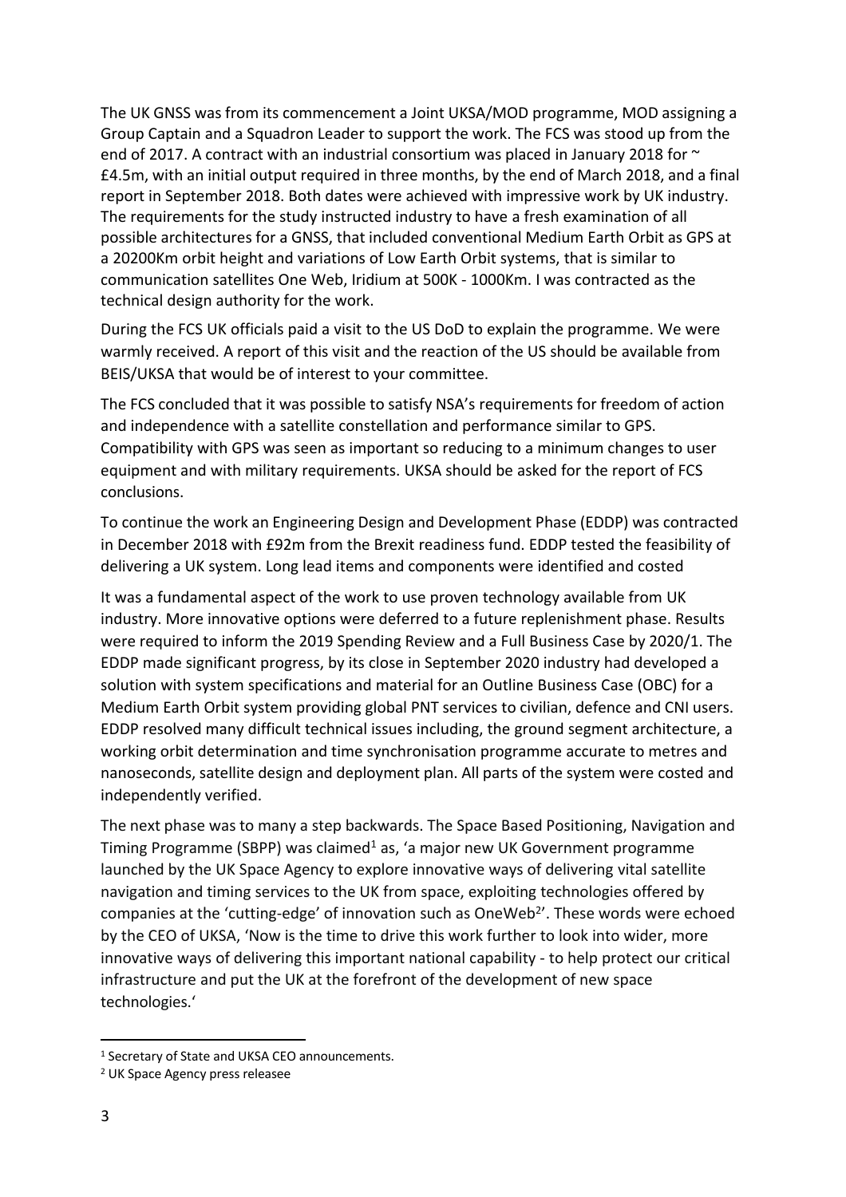The UK GNSS was from its commencement a Joint UKSA/MOD programme, MOD assigning a Group Captain and a Squadron Leader to support the work. The FCS was stood up from the end of 2017. A contract with an industrial consortium was placed in January 2018 for ~ £4.5m, with an initial output required in three months, by the end of March 2018, and a final report in September 2018. Both dates were achieved with impressive work by UK industry. The requirements for the study instructed industry to have a fresh examination of all possible architectures for a GNSS, that included conventional Medium Earth Orbit as GPS at a 20200Km orbit height and variations of Low Earth Orbit systems, that is similar to communication satellites One Web, Iridium at 500K - 1000Km. I was contracted as the technical design authority for the work.

During the FCS UK officials paid a visit to the US DoD to explain the programme. We were warmly received. A report of this visit and the reaction of the US should be available from BEIS/UKSA that would be of interest to your committee.

The FCS concluded that it was possible to satisfy NSA's requirements for freedom of action and independence with a satellite constellation and performance similar to GPS. Compatibility with GPS was seen as important so reducing to a minimum changes to user equipment and with military requirements. UKSA should be asked for the report of FCS conclusions.

To continue the work an Engineering Design and Development Phase (EDDP) was contracted in December 2018 with £92m from the Brexit readiness fund. EDDP tested the feasibility of delivering a UK system. Long lead items and components were identified and costed

It was a fundamental aspect of the work to use proven technology available from UK industry. More innovative options were deferred to a future replenishment phase. Results were required to inform the 2019 Spending Review and a Full Business Case by 2020/1. The EDDP made significant progress, by its close in September 2020 industry had developed a solution with system specifications and material for an Outline Business Case (OBC) for a Medium Earth Orbit system providing global PNT services to civilian, defence and CNI users. EDDP resolved many difficult technical issues including, the ground segment architecture, a working orbit determination and time synchronisation programme accurate to metres and nanoseconds, satellite design and deployment plan. All parts of the system were costed and independently verified.

The next phase was to many a step backwards. The Space Based Positioning, Navigation and Timing Programme (SBPP) was claimed[1] as, 'a major new UK Government programme launched by the UK Space Agency to explore innovative ways of delivering vital satellite navigation and timing services to the UK from space, exploiting technologies offered by companies at the 'cutting-edge' of innovation such as OneWeb[2]'. These words were echoed by the CEO of UKSA, 'Now is the time to drive this work further to look into wider, more innovative ways of delivering this important national capability - to help protect our critical infrastructure and put the UK at the forefront of the development of new space technologies.'

[1] Secretary of State and UKSA CEO announcements.

[2] UK Space Agency press releasee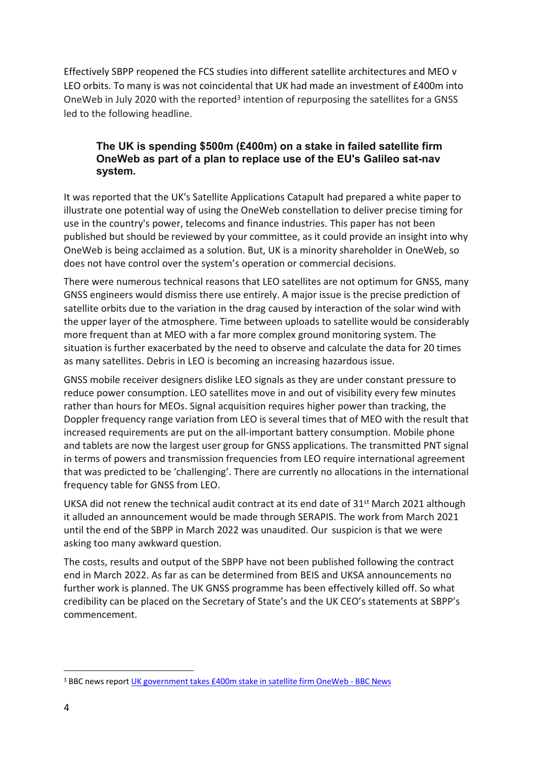Effectively SBPP reopened the FCS studies into different satellite architectures and MEO v LEO orbits. To many is was not coincidental that UK had made an investment of £400m into OneWeb in July 2020 with the reported[3] intention of repurposing the satellites for a GNSS led to the following headline.

> **The UK is spending $500m (£400m) on a stake in failed satellite firm OneWeb as part of a plan to replace use of the EU's Galileo sat-nav system.**

It was reported that the UK's Satellite Applications Catapult had prepared a white paper to illustrate one potential way of using the OneWeb constellation to deliver precise timing for use in the country's power, telecoms and finance industries. This paper has not been published but should be reviewed by your committee, as it could provide an insight into why OneWeb is being acclaimed as a solution. But, UK is a minority shareholder in OneWeb, so does not have control over the system's operation or commercial decisions.

There were numerous technical reasons that LEO satellites are not optimum for GNSS, many GNSS engineers would dismiss there use entirely. A major issue is the precise prediction of satellite orbits due to the variation in the drag caused by interaction of the solar wind with the upper layer of the atmosphere. Time between uploads to satellite would be considerably more frequent than at MEO with a far more complex ground monitoring system. The situation is further exacerbated by the need to observe and calculate the data for 20 times as many satellites. Debris in LEO is becoming an increasing hazardous issue.

GNSS mobile receiver designers dislike LEO signals as they are under constant pressure to reduce power consumption. LEO satellites move in and out of visibility every few minutes rather than hours for MEOs. Signal acquisition requires higher power than tracking, the Doppler frequency range variation from LEO is several times that of MEO with the result that increased requirements are put on the all-important battery consumption. Mobile phone and tablets are now the largest user group for GNSS applications. The transmitted PNT signal in terms of powers and transmission frequencies from LEO require international agreement that was predicted to be 'challenging'. There are currently no allocations in the international frequency table for GNSS from LEO.

UKSA did not renew the technical audit contract at its end date of 31st March 2021 although it alluded an announcement would be made through SERAPIS. The work from March 2021 until the end of the SBPP in March 2022 was unaudited. Our suspicion is that we were asking too many awkward question.

The costs, results and output of the SBPP have not been published following the contract end in March 2022. As far as can be determined from BEIS and UKSA announcements no further work is planned. The UK GNSS programme has been effectively killed off. So what credibility can be placed on the Secretary of State's and the UK CEO's statements at SBPP's commencement.

---

[3] BBC news report [UK government takes £400m stake in satellite firm OneWeb - BBC News]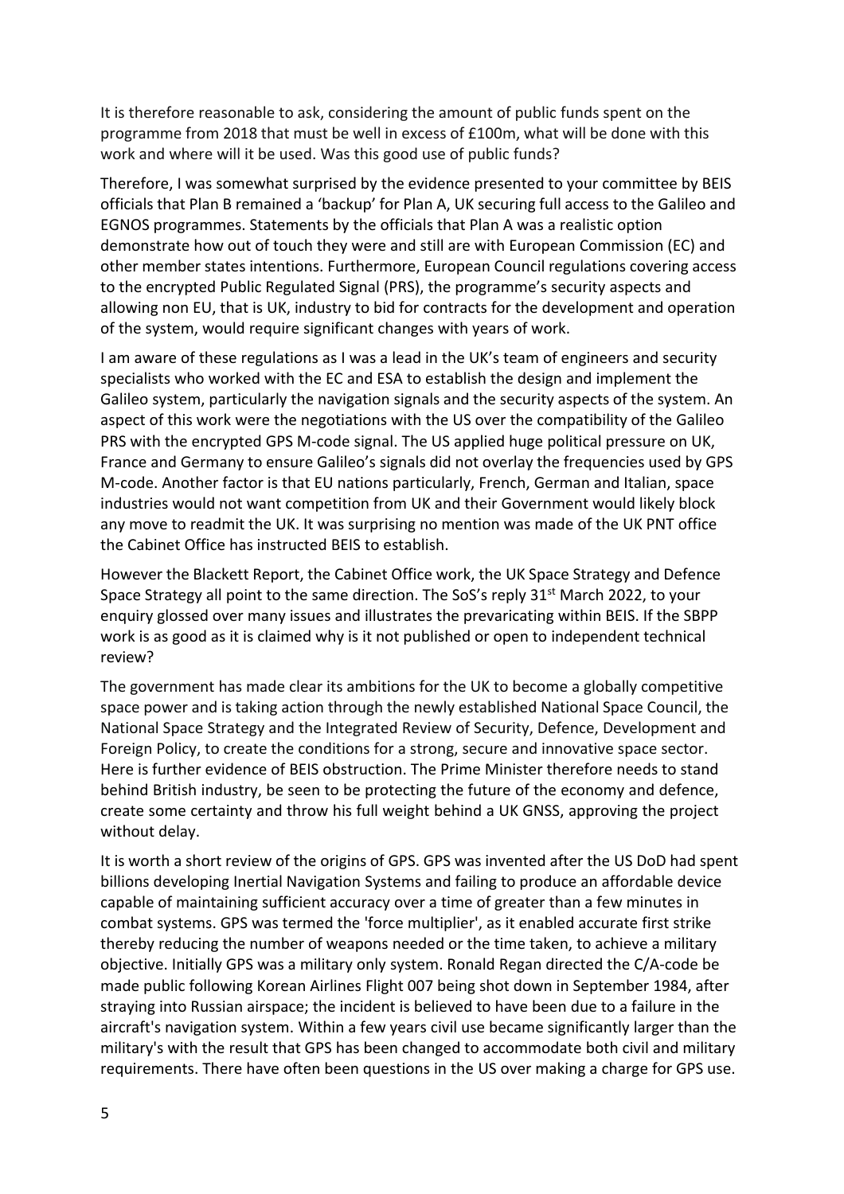It is therefore reasonable to ask, considering the amount of public funds spent on the programme from 2018 that must be well in excess of £100m, what will be done with this work and where will it be used. Was this good use of public funds?

Therefore, I was somewhat surprised by the evidence presented to your committee by BEIS officials that Plan B remained a 'backup' for Plan A, UK securing full access to the Galileo and EGNOS programmes. Statements by the officials that Plan A was a realistic option demonstrate how out of touch they were and still are with European Commission (EC) and other member states intentions. Furthermore, European Council regulations covering access to the encrypted Public Regulated Signal (PRS), the programme's security aspects and allowing non EU, that is UK, industry to bid for contracts for the development and operation of the system, would require significant changes with years of work.

I am aware of these regulations as I was a lead in the UK's team of engineers and security specialists who worked with the EC and ESA to establish the design and implement the Galileo system, particularly the navigation signals and the security aspects of the system. An aspect of this work were the negotiations with the US over the compatibility of the Galileo PRS with the encrypted GPS M-code signal. The US applied huge political pressure on UK, France and Germany to ensure Galileo's signals did not overlay the frequencies used by GPS M-code. Another factor is that EU nations particularly, French, German and Italian, space industries would not want competition from UK and their Government would likely block any move to readmit the UK. It was surprising no mention was made of the UK PNT office the Cabinet Office has instructed BEIS to establish.

However the Blackett Report, the Cabinet Office work, the UK Space Strategy and Defence Space Strategy all point to the same direction. The SoS's reply 31st March 2022, to your enquiry glossed over many issues and illustrates the prevaricating within BEIS. If the SBPP work is as good as it is claimed why is it not published or open to independent technical review?

The government has made clear its ambitions for the UK to become a globally competitive space power and is taking action through the newly established National Space Council, the National Space Strategy and the Integrated Review of Security, Defence, Development and Foreign Policy, to create the conditions for a strong, secure and innovative space sector. Here is further evidence of BEIS obstruction. The Prime Minister therefore needs to stand behind British industry, be seen to be protecting the future of the economy and defence, create some certainty and throw his full weight behind a UK GNSS, approving the project without delay.

It is worth a short review of the origins of GPS. GPS was invented after the US DoD had spent billions developing Inertial Navigation Systems and failing to produce an affordable device capable of maintaining sufficient accuracy over a time of greater than a few minutes in combat systems. GPS was termed the 'force multiplier', as it enabled accurate first strike thereby reducing the number of weapons needed or the time taken, to achieve a military objective. Initially GPS was a military only system. Ronald Regan directed the C/A-code be made public following Korean Airlines Flight 007 being shot down in September 1984, after straying into Russian airspace; the incident is believed to have been due to a failure in the aircraft's navigation system. Within a few years civil use became significantly larger than the military's with the result that GPS has been changed to accommodate both civil and military requirements. There have often been questions in the US over making a charge for GPS use.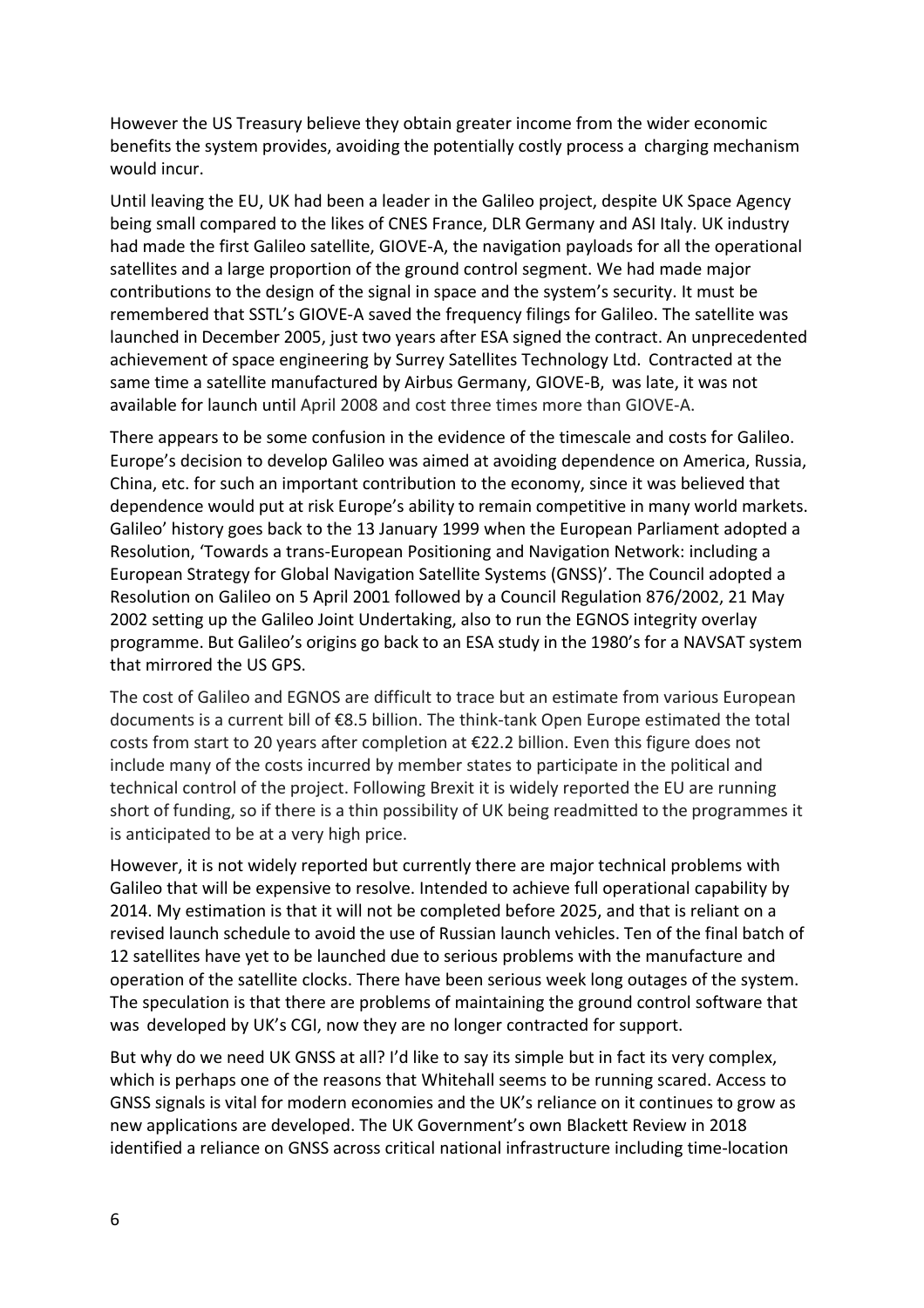However the US Treasury believe they obtain greater income from the wider economic benefits the system provides, avoiding the potentially costly process a charging mechanism would incur.

Until leaving the EU, UK had been a leader in the Galileo project, despite UK Space Agency being small compared to the likes of CNES France, DLR Germany and ASI Italy. UK industry had made the first Galileo satellite, GIOVE-A, the navigation payloads for all the operational satellites and a large proportion of the ground control segment. We had made major contributions to the design of the signal in space and the system's security. It must be remembered that SSTL's GIOVE-A saved the frequency filings for Galileo. The satellite was launched in December 2005, just two years after ESA signed the contract. An unprecedented achievement of space engineering by Surrey Satellites Technology Ltd. Contracted at the same time a satellite manufactured by Airbus Germany, GIOVE-B, was late, it was not available for launch until April 2008 and cost three times more than GIOVE-A.

There appears to be some confusion in the evidence of the timescale and costs for Galileo. Europe's decision to develop Galileo was aimed at avoiding dependence on America, Russia, China, etc. for such an important contribution to the economy, since it was believed that dependence would put at risk Europe's ability to remain competitive in many world markets. Galileo' history goes back to the 13 January 1999 when the European Parliament adopted a Resolution, 'Towards a trans-European Positioning and Navigation Network: including a European Strategy for Global Navigation Satellite Systems (GNSS)'. The Council adopted a Resolution on Galileo on 5 April 2001 followed by a Council Regulation 876/2002, 21 May 2002 setting up the Galileo Joint Undertaking, also to run the EGNOS integrity overlay programme. But Galileo's origins go back to an ESA study in the 1980's for a NAVSAT system that mirrored the US GPS.

The cost of Galileo and EGNOS are difficult to trace but an estimate from various European documents is a current bill of €8.5 billion. The think-tank Open Europe estimated the total costs from start to 20 years after completion at €22.2 billion. Even this figure does not include many of the costs incurred by member states to participate in the political and technical control of the project. Following Brexit it is widely reported the EU are running short of funding, so if there is a thin possibility of UK being readmitted to the programmes it is anticipated to be at a very high price.

However, it is not widely reported but currently there are major technical problems with Galileo that will be expensive to resolve. Intended to achieve full operational capability by 2014. My estimation is that it will not be completed before 2025, and that is reliant on a revised launch schedule to avoid the use of Russian launch vehicles. Ten of the final batch of 12 satellites have yet to be launched due to serious problems with the manufacture and operation of the satellite clocks. There have been serious week long outages of the system. The speculation is that there are problems of maintaining the ground control software that was developed by UK's CGI, now they are no longer contracted for support.

But why do we need UK GNSS at all? I'd like to say its simple but in fact its very complex, which is perhaps one of the reasons that Whitehall seems to be running scared. Access to GNSS signals is vital for modern economies and the UK's reliance on it continues to grow as new applications are developed. The UK Government's own Blackett Review in 2018 identified a reliance on GNSS across critical national infrastructure including time-location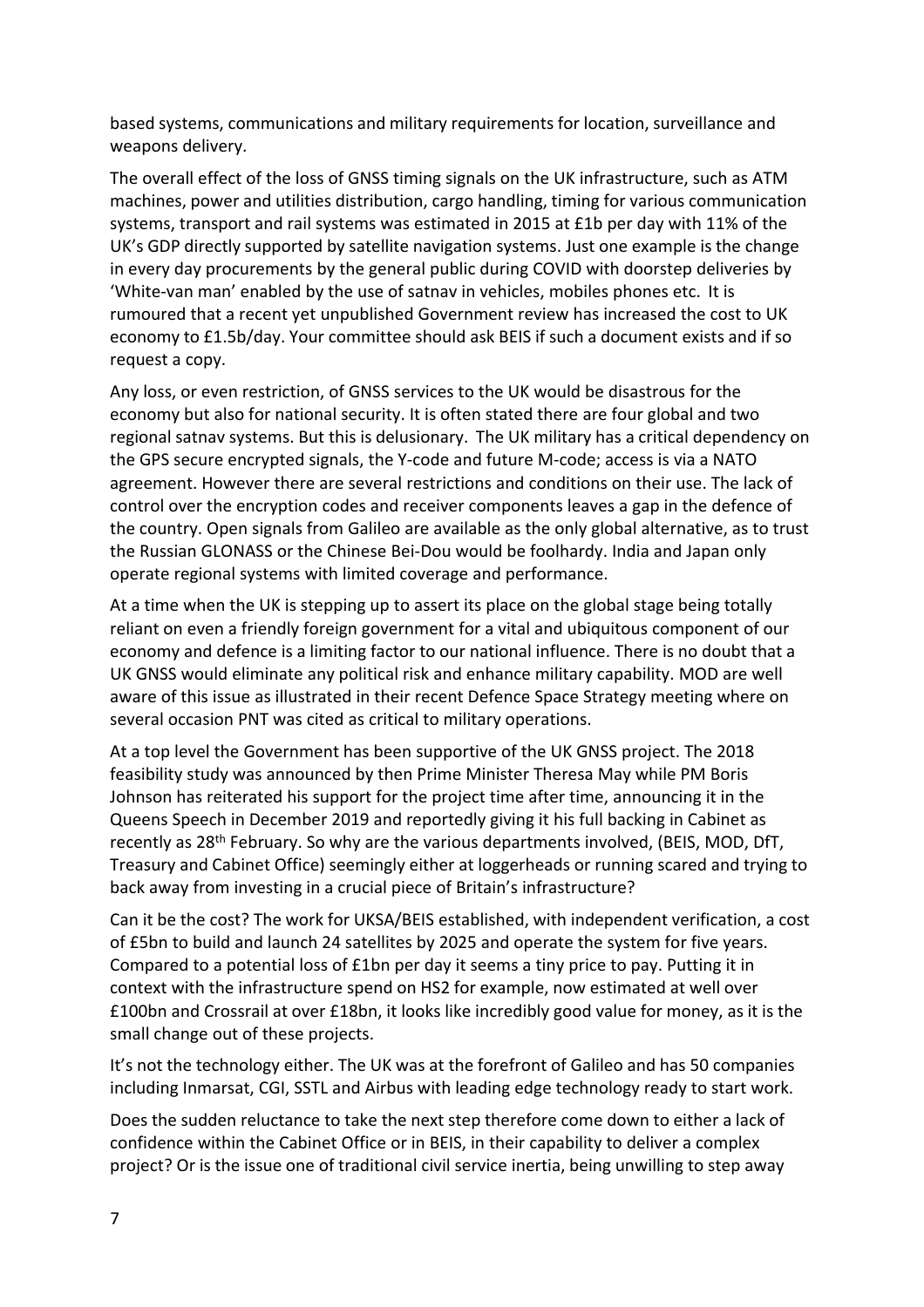based systems, communications and military requirements for location, surveillance and weapons delivery.

The overall effect of the loss of GNSS timing signals on the UK infrastructure, such as ATM machines, power and utilities distribution, cargo handling, timing for various communication systems, transport and rail systems was estimated in 2015 at £1b per day with 11% of the UK's GDP directly supported by satellite navigation systems. Just one example is the change in every day procurements by the general public during COVID with doorstep deliveries by 'White-van man' enabled by the use of satnav in vehicles, mobiles phones etc. It is rumoured that a recent yet unpublished Government review has increased the cost to UK economy to £1.5b/day. Your committee should ask BEIS if such a document exists and if so request a copy.

Any loss, or even restriction, of GNSS services to the UK would be disastrous for the economy but also for national security. It is often stated there are four global and two regional satnav systems. But this is delusionary. The UK military has a critical dependency on the GPS secure encrypted signals, the Y-code and future M-code; access is via a NATO agreement. However there are several restrictions and conditions on their use. The lack of control over the encryption codes and receiver components leaves a gap in the defence of the country. Open signals from Galileo are available as the only global alternative, as to trust the Russian GLONASS or the Chinese Bei-Dou would be foolhardy. India and Japan only operate regional systems with limited coverage and performance.

At a time when the UK is stepping up to assert its place on the global stage being totally reliant on even a friendly foreign government for a vital and ubiquitous component of our economy and defence is a limiting factor to our national influence. There is no doubt that a UK GNSS would eliminate any political risk and enhance military capability. MOD are well aware of this issue as illustrated in their recent Defence Space Strategy meeting where on several occasion PNT was cited as critical to military operations.

At a top level the Government has been supportive of the UK GNSS project. The 2018 feasibility study was announced by then Prime Minister Theresa May while PM Boris Johnson has reiterated his support for the project time after time, announcing it in the Queens Speech in December 2019 and reportedly giving it his full backing in Cabinet as recently as 28th February. So why are the various departments involved, (BEIS, MOD, DfT, Treasury and Cabinet Office) seemingly either at loggerheads or running scared and trying to back away from investing in a crucial piece of Britain's infrastructure?

Can it be the cost? The work for UKSA/BEIS established, with independent verification, a cost of £5bn to build and launch 24 satellites by 2025 and operate the system for five years. Compared to a potential loss of £1bn per day it seems a tiny price to pay. Putting it in context with the infrastructure spend on HS2 for example, now estimated at well over £100bn and Crossrail at over £18bn, it looks like incredibly good value for money, as it is the small change out of these projects.

It's not the technology either. The UK was at the forefront of Galileo and has 50 companies including Inmarsat, CGI, SSTL and Airbus with leading edge technology ready to start work.

Does the sudden reluctance to take the next step therefore come down to either a lack of confidence within the Cabinet Office or in BEIS, in their capability to deliver a complex project? Or is the issue one of traditional civil service inertia, being unwilling to step away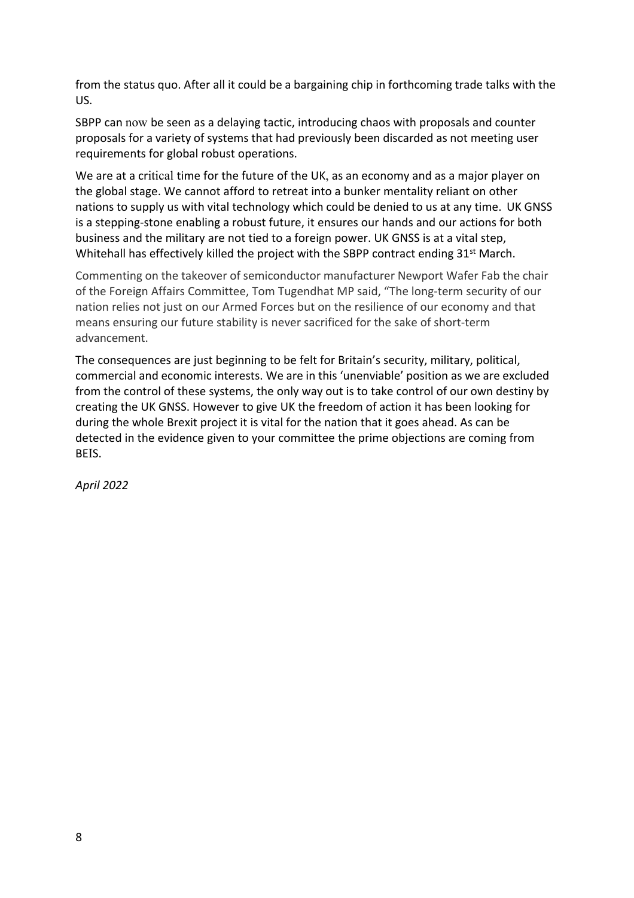from the status quo. After all it could be a bargaining chip in forthcoming trade talks with the US.

SBPP can now be seen as a delaying tactic, introducing chaos with proposals and counter proposals for a variety of systems that had previously been discarded as not meeting user requirements for global robust operations.

We are at a critical time for the future of the UK, as an economy and as a major player on the global stage. We cannot afford to retreat into a bunker mentality reliant on other nations to supply us with vital technology which could be denied to us at any time. UK GNSS is a stepping-stone enabling a robust future, it ensures our hands and our actions for both business and the military are not tied to a foreign power. UK GNSS is at a vital step, Whitehall has effectively killed the project with the SBPP contract ending 31st March.

Commenting on the takeover of semiconductor manufacturer Newport Wafer Fab the chair of the Foreign Affairs Committee, Tom Tugendhat MP said, "The long-term security of our nation relies not just on our Armed Forces but on the resilience of our economy and that means ensuring our future stability is never sacrificed for the sake of short-term advancement.

The consequences are just beginning to be felt for Britain's security, military, political, commercial and economic interests. We are in this 'unenviable' position as we are excluded from the control of these systems, the only way out is to take control of our own destiny by creating the UK GNSS. However to give UK the freedom of action it has been looking for during the whole Brexit project it is vital for the nation that it goes ahead. As can be detected in the evidence given to your committee the prime objections are coming from BEIS.

*April 2022*